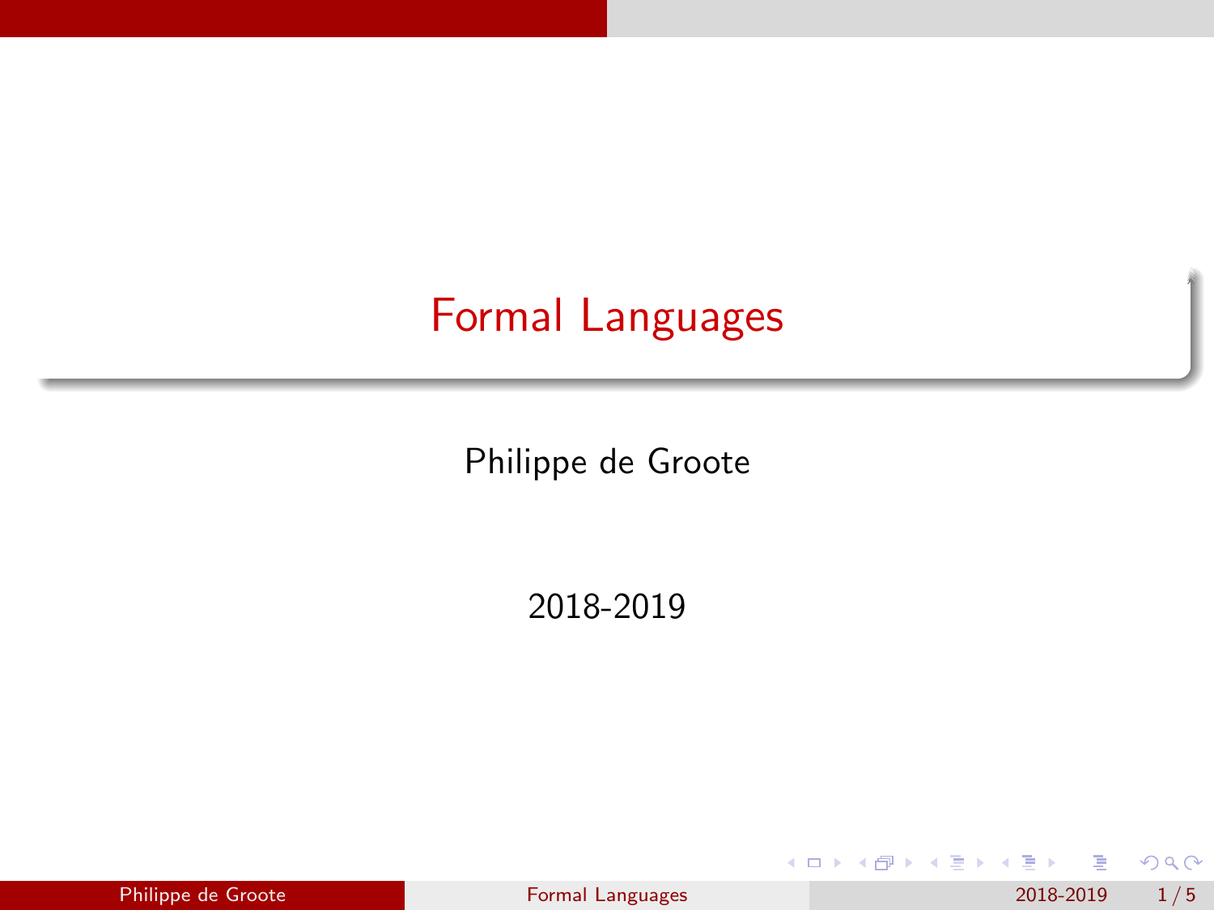# Formal Languages

Philippe de Groote

2018-2019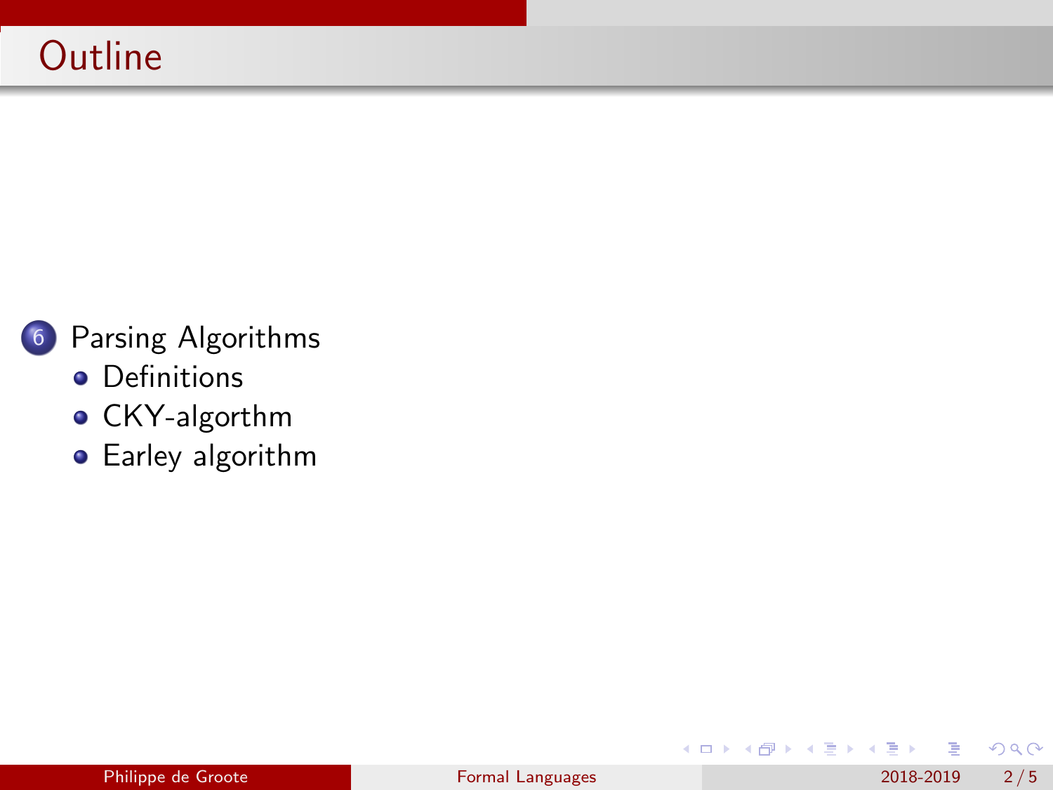# Outline

6. Parsing Algorithms
   - Definitions
   - CKY-algorthm
   - Earley algorithm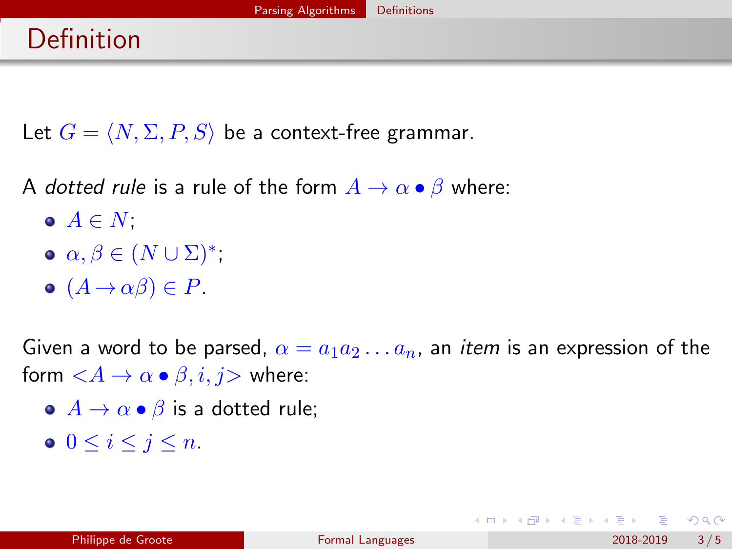# Definition

Let $G = \langle N, \Sigma, P, S \rangle$ be a context-free grammar.

A *dotted rule* is a rule of the form $A \rightarrow \alpha \bullet \beta$ where:

- $A \in N$;
- $\alpha, \beta \in (N \cup \Sigma)^*$;
- $(A \rightarrow \alpha\beta) \in P$.

Given a word to be parsed, $\alpha = a_1 a_2 \ldots a_n$, an *item* is an expression of the form $<A \rightarrow \alpha \bullet \beta, i, j>$ where:

- $A \rightarrow \alpha \bullet \beta$ is a dotted rule;
- $0 \leq i \leq j \leq n$.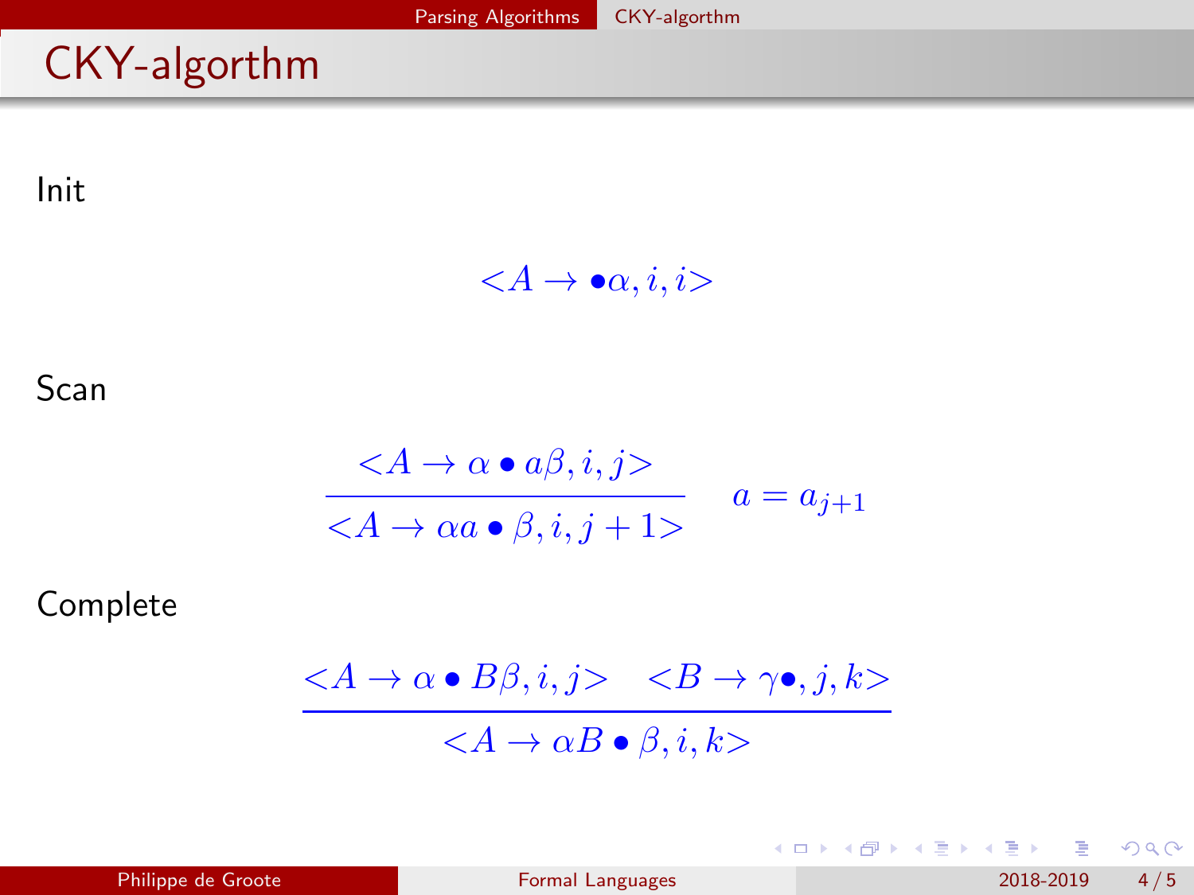# CKY-algorthm

Init

$$<A \to \bullet\alpha, i, i>$$

Scan

$$\frac{<A \to \alpha \bullet a\beta, i, j>}{<A \to \alpha a \bullet \beta, i, j+1>} \quad a = a_{j+1}$$

Complete

$$\frac{<A \to \alpha \bullet B\beta, i, j> \quad <B \to \gamma\bullet, j, k>}{<A \to \alpha B \bullet \beta, i, k>}$$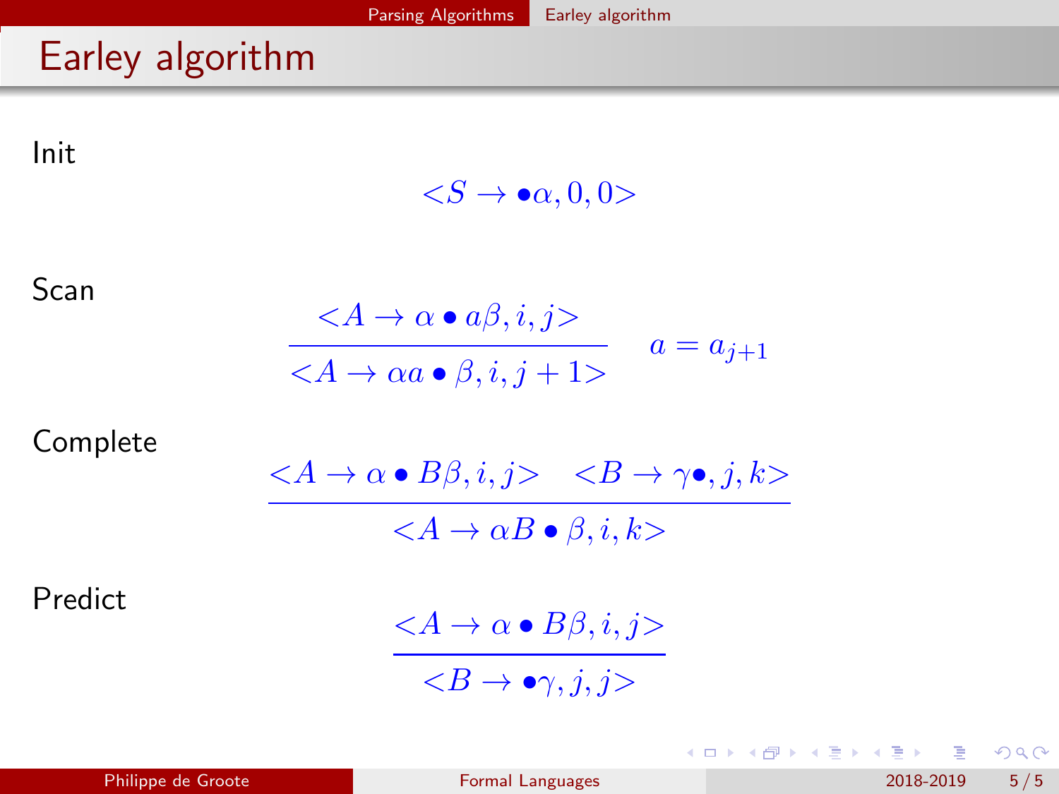# Earley algorithm

Init

$$<S \to \bullet\alpha, 0, 0>$$

Scan

$$\frac{<A \to \alpha \bullet a\beta, i, j>}{<A \to \alpha a \bullet \beta, i, j+1>} \quad a = a_{j+1}$$

Complete

$$\frac{<A \to \alpha \bullet B\beta, i, j> \quad <B \to \gamma\bullet, j, k>}{<A \to \alpha B \bullet \beta, i, k>}$$

Predict

$$\frac{<A \to \alpha \bullet B\beta, i, j>}{<B \to \bullet\gamma, j, j>}$$